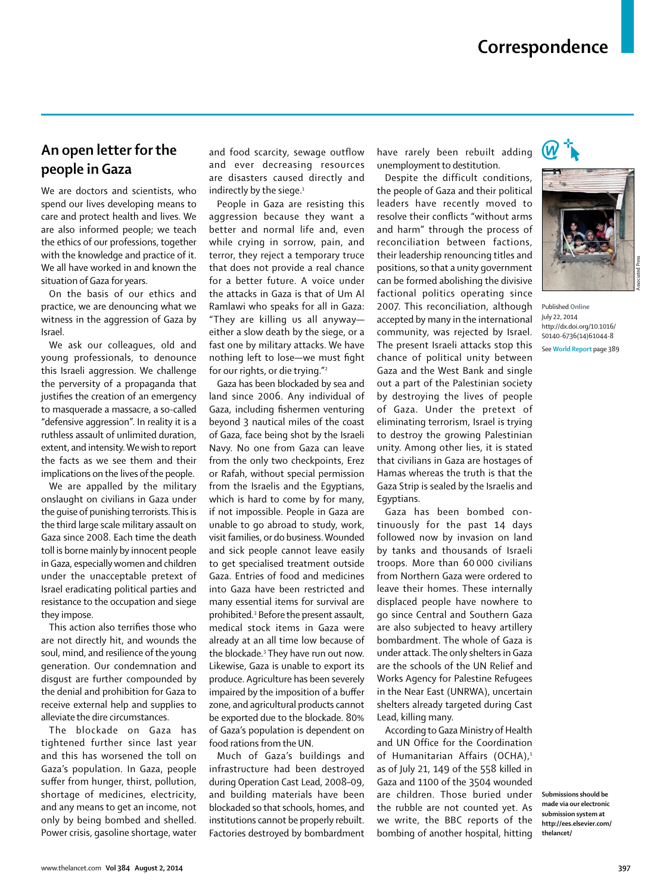## An open letter for the people in Gaza

We are doctors and scientists, who spend our lives developing means to care and protect health and lives. We are also informed people; we teach the ethics of our professions, together with the knowledge and practice of it. We all have worked in and known the situation of Gaza for years.

On the basis of our ethics and practice, we are denouncing what we witness in the aggression of Gaza by Israel.

We ask our colleagues, old and young professionals, to denounce this Israeli aggression. We challenge the perversity of a propaganda that justifies the creation of an emergency to masquerade a massacre, a so-called "defensive aggression". In reality it is a ruthless assault of unlimited duration, extent, and intensity. We wish to report the facts as we see them and their implications on the lives of the people.

We are appalled by the military onslaught on civilians in Gaza under the guise of punishing terrorists. This is the third large scale military assault on Gaza since 2008. Each time the death toll is borne mainly by innocent people in Gaza, especially women and children under the unacceptable pretext of Israel eradicating political parties and resistance to the occupation and siege they impose.

This action also terrifies those who are not directly hit, and wounds the soul, mind, and resilience of the young generation. Our condemnation and disgust are further compounded by the denial and prohibition for Gaza to receive external help and supplies to alleviate the dire circumstances.

The blockade on Gaza has tightened further since last year and this has worsened the toll on Gaza's population. In Gaza, people suffer from hunger, thirst, pollution, shortage of medicines, electricity, and any means to get an income, not only by being bombed and shelled. Power crisis, gasoline shortage, water and food scarcity, sewage outflow and ever decreasing resources are disasters caused directly and indirectly by the siege.[1]

People in Gaza are resisting this aggression because they want a better and normal life and, even while crying in sorrow, pain, and terror, they reject a temporary truce that does not provide a real chance for a better future. A voice under the attacks in Gaza is that of Um Al Ramlawi who speaks for all in Gaza: "They are killing us all anyway—either a slow death by the siege, or a fast one by military attacks. We have nothing left to lose—we must fight for our rights, or die trying."[2]

Gaza has been blockaded by sea and land since 2006. Any individual of Gaza, including fishermen venturing beyond 3 nautical miles of the coast of Gaza, face being shot by the Israeli Navy. No one from Gaza can leave from the only two checkpoints, Erez or Rafah, without special permission from the Israelis and the Egyptians, which is hard to come by for many, if not impossible. People in Gaza are unable to go abroad to study, work, visit families, or do business. Wounded and sick people cannot leave easily to get specialised treatment outside Gaza. Entries of food and medicines into Gaza have been restricted and many essential items for survival are prohibited.[3] Before the present assault, medical stock items in Gaza were already at an all time low because of the blockade.[3] They have run out now. Likewise, Gaza is unable to export its produce. Agriculture has been severely impaired by the imposition of a buffer zone, and agricultural products cannot be exported due to the blockade. 80% of Gaza's population is dependent on food rations from the UN.

Much of Gaza's buildings and infrastructure had been destroyed during Operation Cast Lead, 2008–09, and building materials have been blockaded so that schools, homes, and institutions cannot be properly rebuilt. Factories destroyed by bombardment have rarely been rebuilt adding unemployment to destitution.

Despite the difficult conditions, the people of Gaza and their political leaders have recently moved to resolve their conflicts "without arms and harm" through the process of reconciliation between factions, their leadership renouncing titles and positions, so that a unity government can be formed abolishing the divisive factional politics operating since 2007. This reconciliation, although accepted by many in the international community, was rejected by Israel. The present Israeli attacks stop this chance of political unity between Gaza and the West Bank and single out a part of the Palestinian society by destroying the lives of people of Gaza. Under the pretext of eliminating terrorism, Israel is trying to destroy the growing Palestinian unity. Among other lies, it is stated that civilians in Gaza are hostages of Hamas whereas the truth is that the Gaza Strip is sealed by the Israelis and Egyptians.

Gaza has been bombed continuously for the past 14 days followed now by invasion on land by tanks and thousands of Israeli troops. More than 60 000 civilians from Northern Gaza were ordered to leave their homes. These internally displaced people have nowhere to go since Central and Southern Gaza are also subjected to heavy artillery bombardment. The whole of Gaza is under attack. The only shelters in Gaza are the schools of the UN Relief and Works Agency for Palestine Refugees in the Near East (UNRWA), uncertain shelters already targeted during Cast Lead, killing many.

According to Gaza Ministry of Health and UN Office for the Coordination of Humanitarian Affairs (OCHA),[1] as of July 21, 149 of the 558 killed in Gaza and 1100 of the 3504 wounded are children. Those buried under the rubble are not counted yet. As we write, the BBC reports of the bombing of another hospital, hitting

Associated Press

Published Online July 22, 2014 http://dx.doi.org/10.1016/S0140-6736(14)61044-8

See World Report page 389

Submissions should be made via our electronic submission system at http://ees.elsevier.com/thelancet/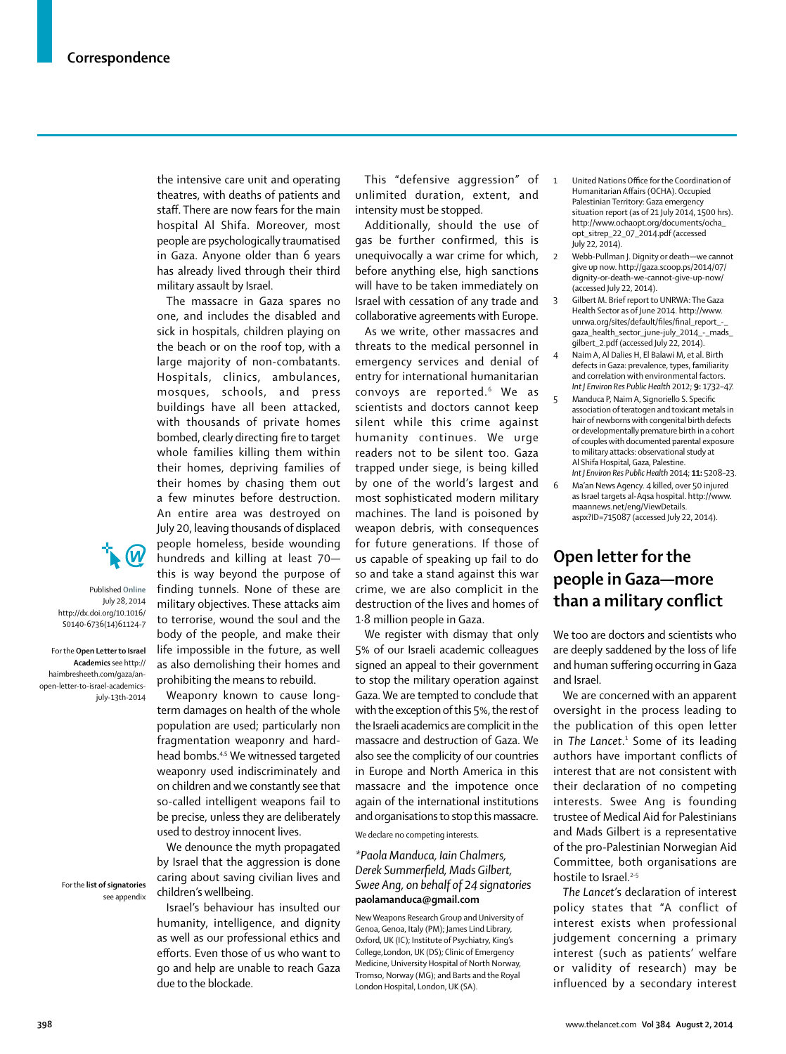the intensive care unit and operating theatres, with deaths of patients and staff. There are now fears for the main hospital Al Shifa. Moreover, most people are psychologically traumatised in Gaza. Anyone older than 6 years has already lived through their third military assault by Israel.

The massacre in Gaza spares no one, and includes the disabled and sick in hospitals, children playing on the beach or on the roof top, with a large majority of non-combatants. Hospitals, clinics, ambulances, mosques, schools, and press buildings have all been attacked, with thousands of private homes bombed, clearly directing fire to target whole families killing them within their homes, depriving families of their homes by chasing them out a few minutes before destruction. An entire area was destroyed on July 20, leaving thousands of displaced people homeless, beside wounding hundreds and killing at least 70—this is way beyond the purpose of finding tunnels. None of these are military objectives. These attacks aim to terrorise, wound the soul and the body of the people, and make their life impossible in the future, as well as also demolishing their homes and prohibiting the means to rebuild.

Weaponry known to cause long-term damages on health of the whole population are used; particularly non fragmentation weaponry and hard-head bombs.[4,5] We witnessed targeted weaponry used indiscriminately and on children and we constantly see that so-called intelligent weapons fail to be precise, unless they are deliberately used to destroy innocent lives.

We denounce the myth propagated by Israel that the aggression is done caring about saving civilian lives and children's wellbeing.

Israel's behaviour has insulted our humanity, intelligence, and dignity as well as our professional ethics and efforts. Even those of us who want to go and help are unable to reach Gaza due to the blockade.

This "defensive aggression" of unlimited duration, extent, and intensity must be stopped.

Additionally, should the use of gas be further confirmed, this is unequivocally a war crime for which, before anything else, high sanctions will have to be taken immediately on Israel with cessation of any trade and collaborative agreements with Europe.

As we write, other massacres and threats to the medical personnel in emergency services and denial of entry for international humanitarian convoys are reported.[6] We as scientists and doctors cannot keep silent while this crime against humanity continues. We urge readers not to be silent too. Gaza trapped under siege, is being killed by one of the world's largest and most sophisticated modern military machines. The land is poisoned by weapon debris, with consequences for future generations. If those of us capable of speaking up fail to do so and take a stand against this war crime, we are also complicit in the destruction of the lives and homes of 1·8 million people in Gaza.

We register with dismay that only 5% of our Israeli academic colleagues signed an appeal to their government to stop the military operation against Gaza. We are tempted to conclude that with the exception of this 5%, the rest of the Israeli academics are complicit in the massacre and destruction of Gaza. We also see the complicity of our countries in Europe and North America in this massacre and the impotence once again of the international institutions and organisations to stop this massacre.

We declare no competing interests.

*\*Paola Manduca, Iain Chalmers, Derek Summerfield, Mads Gilbert, Swee Ang, on behalf of 24 signatories*
**paolamanduca@gmail.com**

New Weapons Research Group and University of Genoa, Genoa, Italy (PM); James Lind Library, Oxford, UK (IC); Institute of Psychiatry, King's College,London, UK (DS); Clinic of Emergency Medicine, University Hospital of North Norway, Tromso, Norway (MG); and Barts and the Royal London Hospital, London, UK (SA).

Published Online July 28, 2014 http://dx.doi.org/10.1016/S0140-6736(14)61124-7

For the **Open Letter to Israel Academics** see http://haimbresheeth.com/gaza/an-open-letter-to-israel-academics-july-13th-2014

For the **list of signatories** see appendix

1. United Nations Office for the Coordination of Humanitarian Affairs (OCHA). Occupied Palestinian Territory: Gaza emergency situation report (as of 21 July 2014, 1500 hrs). http://www.ochaopt.org/documents/ocha_opt_sitrep_22_07_2014.pdf (accessed July 22, 2014).
2. Webb-Pullman J. Dignity or death—we cannot give up now. http://gaza.scoop.ps/2014/07/dignity-or-death-we-cannot-give-up-now/ (accessed July 22, 2014).
3. Gilbert M. Brief report to UNRWA: The Gaza Health Sector as of June 2014. http://www.unrwa.org/sites/default/files/final_report_-_gaza_health_sector_june-july_2014_-_mads_gilbert_2.pdf (accessed July 22, 2014).
4. Naim A, Al Dalies H, El Balawi M, et al. Birth defects in Gaza: prevalence, types, familiarity and correlation with environmental factors. *Int J Environ Res Public Health* 2012; **9:** 1732–47.
5. Manduca P, Naim A, Signoriello S. Specific association of teratogen and toxicant metals in hair of newborns with congenital birth defects or developmentally premature birth in a cohort of couples with documented parental exposure to military attacks: observational study at Al Shifa Hospital, Gaza, Palestine. *Int J Environ Res Public Health* 2014; **11:** 5208–23.
6. Ma'an News Agency. 4 killed, over 50 injured as Israel targets al-Aqsa hospital. http://www.maannews.net/eng/ViewDetails.aspx?ID=715087 (accessed July 22, 2014).

## Open letter for the people in Gaza—more than a military conflict

We too are doctors and scientists who are deeply saddened by the loss of life and human suffering occurring in Gaza and Israel.

We are concerned with an apparent oversight in the process leading to the publication of this open letter in *The Lancet*.[1] Some of its leading authors have important conflicts of interest that are not consistent with their declaration of no competing interests. Swee Ang is founding trustee of Medical Aid for Palestinians and Mads Gilbert is a representative of the pro-Palestinian Norwegian Aid Committee, both organisations are hostile to Israel.[2–5]

*The Lancet*'s declaration of interest policy states that "A conflict of interest exists when professional judgement concerning a primary interest (such as patients' welfare or validity of research) may be influenced by a secondary interest